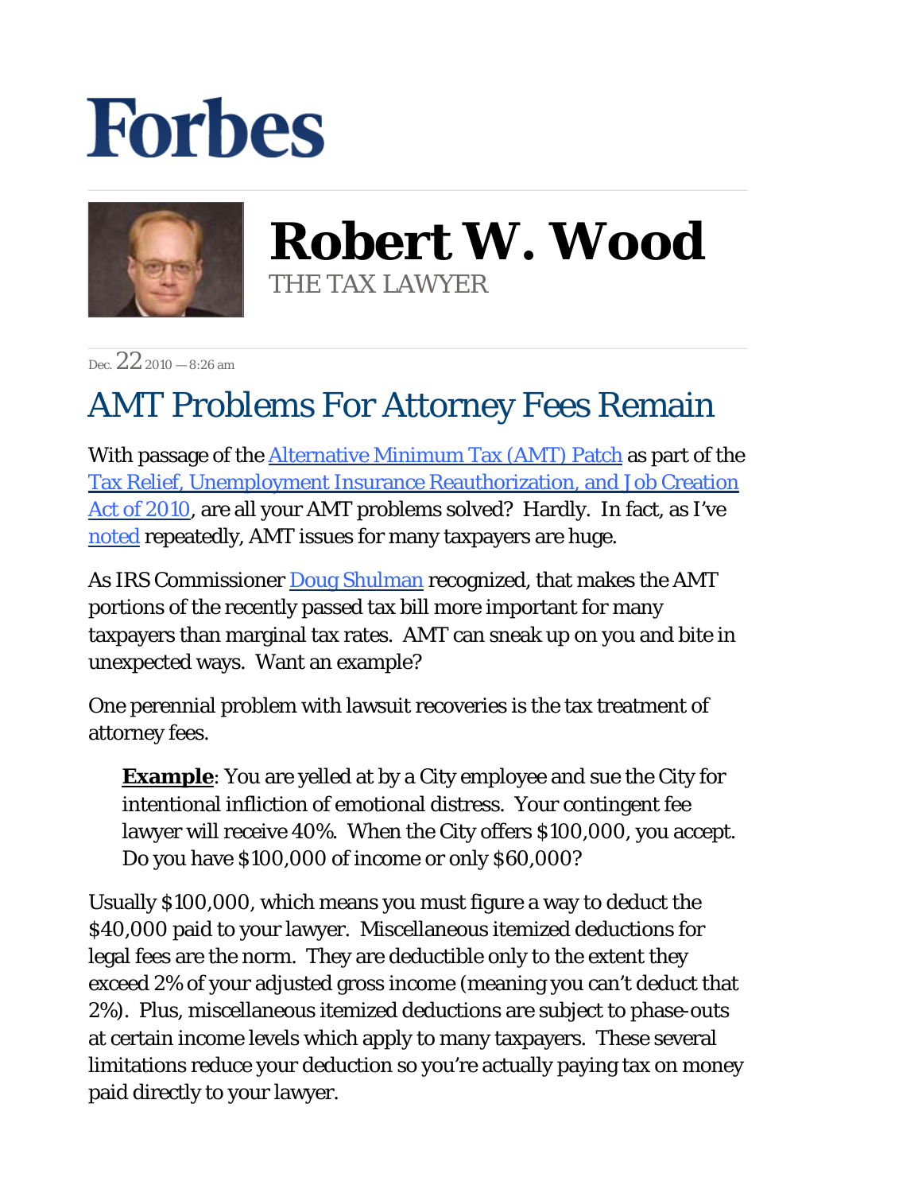# Forbes

## Robert W. Wood

THE TAX LAWYER

Dec. 22 2010 — 8:26 am

# AMT Problems For Attorney Fees Remain

With passage of the Alternative Minimum Tax (AMT) Patch as part of the Tax Relief, Unemployment Insurance Reauthorization, and Job Creation Act of 2010, are all your AMT problems solved? Hardly. In fact, as I've noted repeatedly, AMT issues for many taxpayers are huge.

As IRS Commissioner Doug Shulman recognized, that makes the AMT portions of the recently passed tax bill more important for many taxpayers than marginal tax rates. AMT can sneak up on you and bite in unexpected ways. Want an example?

One perennial problem with lawsuit recoveries is the tax treatment of attorney fees.

> **Example**: You are yelled at by a City employee and sue the City for intentional infliction of emotional distress. Your contingent fee lawyer will receive 40%. When the City offers $100,000, you accept. Do you have $100,000 of income or only $60,000?

Usually $100,000, which means you must figure a way to deduct the $40,000 paid to your lawyer. Miscellaneous itemized deductions for legal fees are the norm. They are deductible only to the extent they exceed 2% of your adjusted gross income (meaning you can't deduct that 2%). Plus, miscellaneous itemized deductions are subject to phase-outs at certain income levels which apply to many taxpayers. These several limitations reduce your deduction so you're actually paying tax on money paid directly to your lawyer.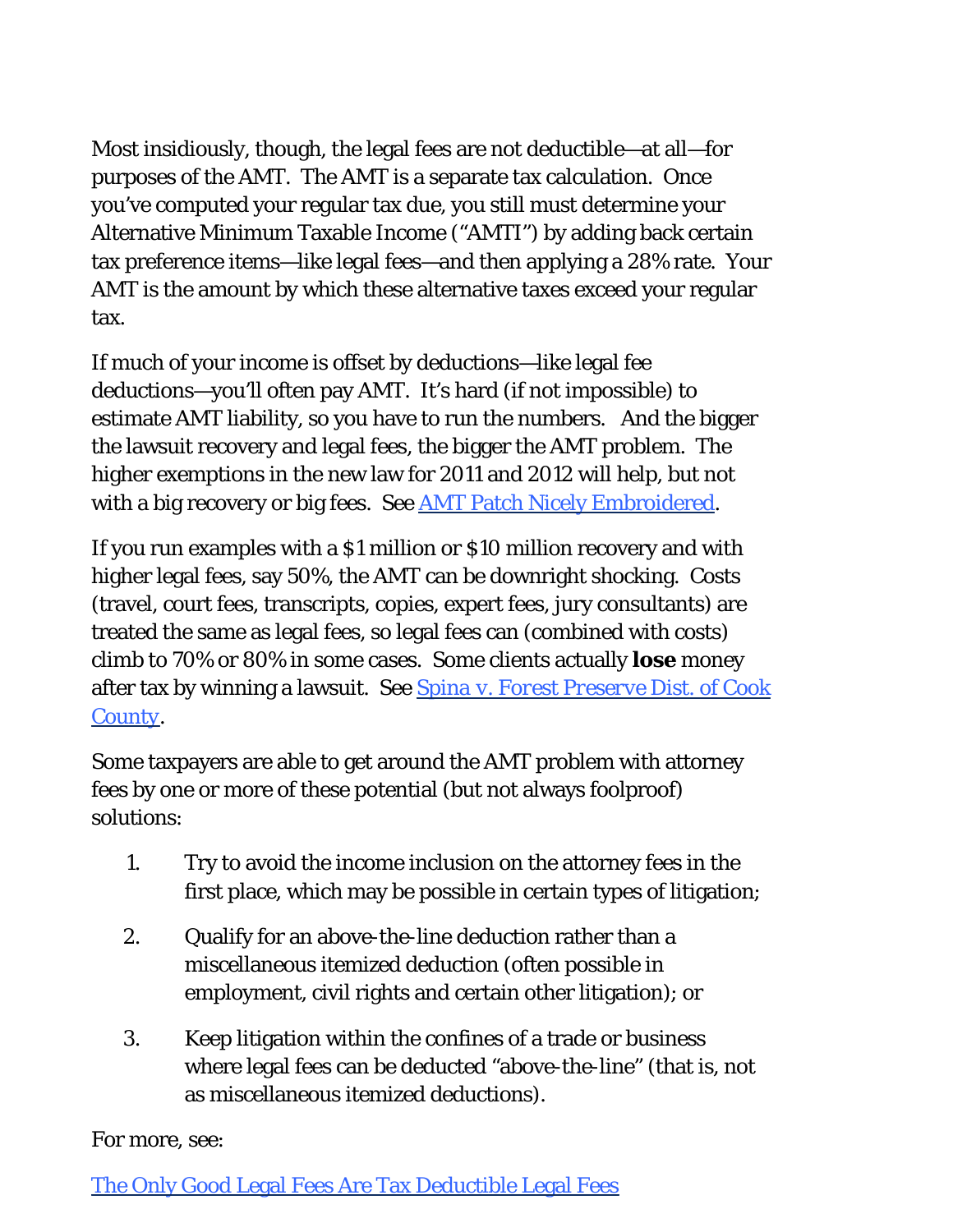Most insidiously, though, the legal fees are not deductible—at all—for purposes of the AMT. The AMT is a separate tax calculation. Once you've computed your regular tax due, you still must determine your Alternative Minimum Taxable Income ("AMTI") by adding back certain tax preference items—like legal fees—and then applying a 28% rate. Your AMT is the amount by which these alternative taxes exceed your regular tax.

If much of your income is offset by deductions—like legal fee deductions—you'll often pay AMT. It's hard (if not impossible) to estimate AMT liability, so you have to run the numbers. And the bigger the lawsuit recovery and legal fees, the bigger the AMT problem. The higher exemptions in the new law for 2011 and 2012 will help, but not with a big recovery or big fees. See [AMT Patch Nicely Embroidered](#).

If you run examples with a $1 million or $10 million recovery and with higher legal fees, say 50%, the AMT can be downright shocking. Costs (travel, court fees, transcripts, copies, expert fees, jury consultants) are treated the same as legal fees, so legal fees can (combined with costs) climb to 70% or 80% in some cases. Some clients actually **lose** money after tax by winning a lawsuit. See [Spina v. Forest Preserve Dist. of Cook County](#).

Some taxpayers are able to get around the AMT problem with attorney fees by one or more of these potential (but not always foolproof) solutions:

1. Try to avoid the income inclusion on the attorney fees in the first place, which may be possible in certain types of litigation;

2. Qualify for an above-the-line deduction rather than a miscellaneous itemized deduction (often possible in employment, civil rights and certain other litigation); or

3. Keep litigation within the confines of a trade or business where legal fees can be deducted "above-the-line" (that is, not as miscellaneous itemized deductions).

For more, see:

[The Only Good Legal Fees Are Tax Deductible Legal Fees](#)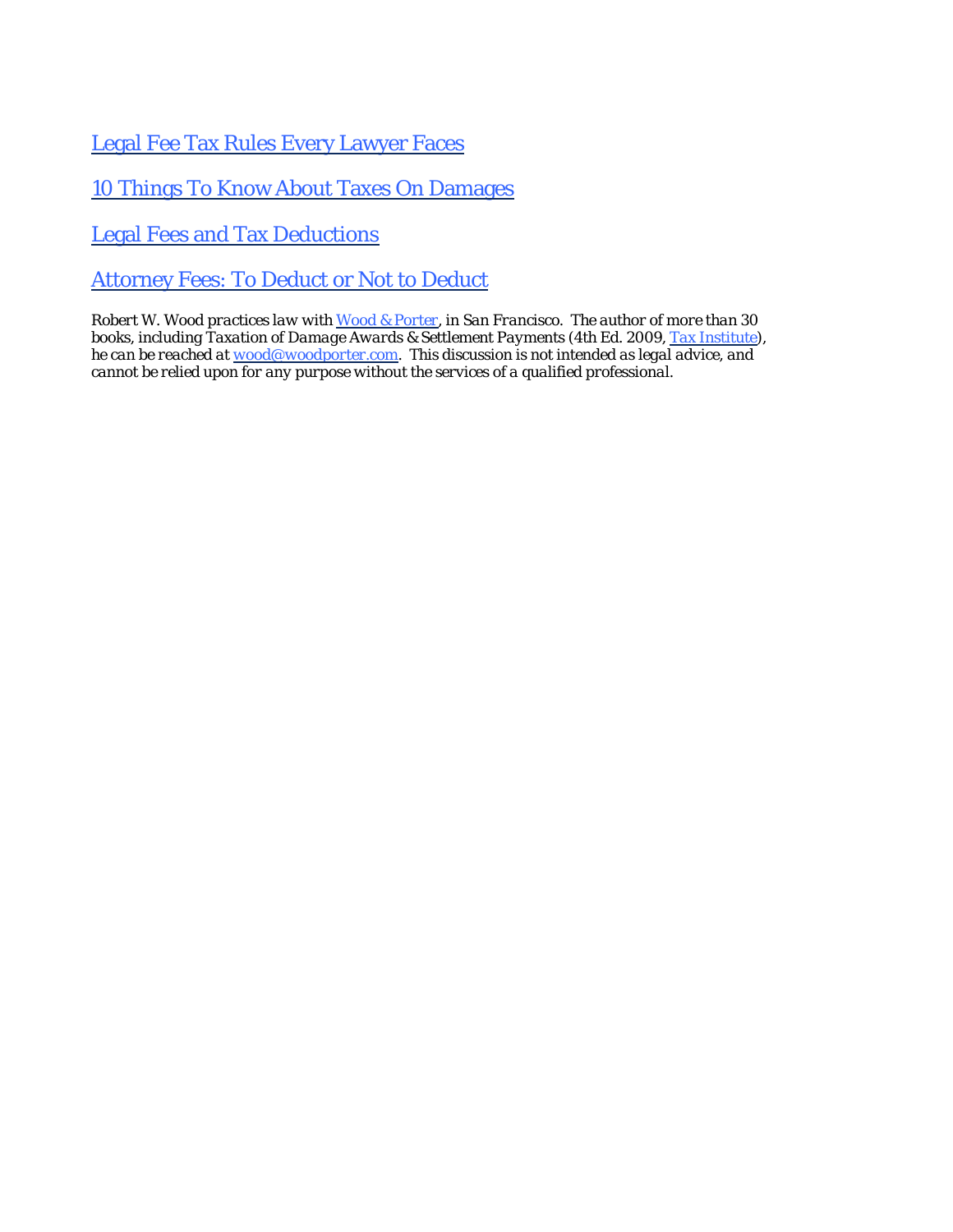[Legal Fee Tax Rules Every Lawyer Faces]

[10 Things To Know About Taxes On Damages]

[Legal Fees and Tax Deductions]

[Attorney Fees: To Deduct or Not to Deduct]

*Robert W. Wood practices law with Wood & Porter, in San Francisco. The author of more than 30 books, including Taxation of Damage Awards & Settlement Payments (4th Ed. 2009, Tax Institute), he can be reached at wood@woodporter.com. This discussion is not intended as legal advice, and cannot be relied upon for any purpose without the services of a qualified professional.*